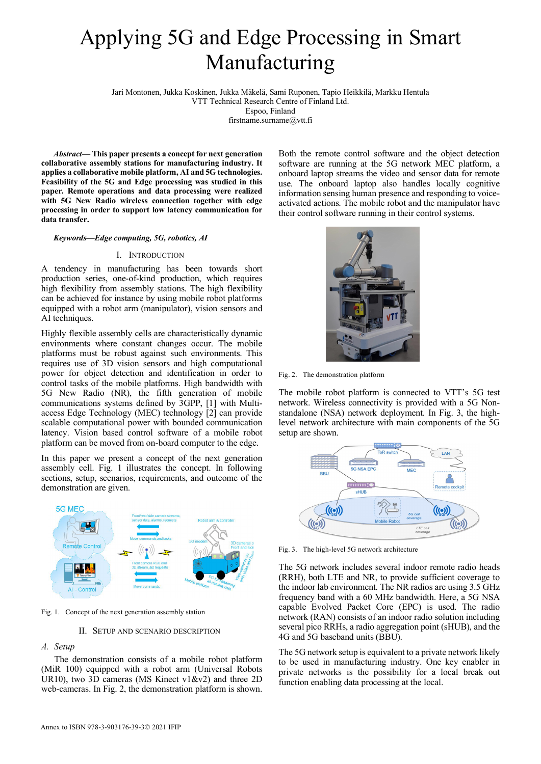# Applying 5G and Edge Processing in Smart Manufacturing

Jari Montonen, Jukka Koskinen, Jukka Mäkelä, Sami Ruponen, Tapio Heikkilä, Markku Hentula
VTT Technical Research Centre of Finland Ltd.
Espoo, Finland
firstname.surname@vtt.fi

***Abstract*— This paper presents a concept for next generation collaborative assembly stations for manufacturing industry. It applies a collaborative mobile platform, AI and 5G technologies. Feasibility of the 5G and Edge processing was studied in this paper. Remote operations and data processing were realized with 5G New Radio wireless connection together with edge processing in order to support low latency communication for data transfer.**

***Keywords—Edge computing, 5G, robotics, AI***

## I. Introduction

A tendency in manufacturing has been towards short production series, one-of-kind production, which requires high flexibility from assembly stations. The high flexibility can be achieved for instance by using mobile robot platforms equipped with a robot arm (manipulator), vision sensors and AI techniques.

Highly flexible assembly cells are characteristically dynamic environments where constant changes occur. The mobile platforms must be robust against such environments. This requires use of 3D vision sensors and high computational power for object detection and identification in order to control tasks of the mobile platforms. High bandwidth with 5G New Radio (NR), the fifth generation of mobile communications systems defined by 3GPP, [1] with Multi-access Edge Technology (MEC) technology [2] can provide scalable computational power with bounded communication latency. Vision based control software of a mobile robot platform can be moved from on-board computer to the edge.

In this paper we present a concept of the next generation assembly cell. Fig. 1 illustrates the concept. In following sections, setup, scenarios, requirements, and outcome of the demonstration are given.

Fig. 1. Concept of the next generation assembly station

## II. Setup and Scenario Description

### A. Setup

The demonstration consists of a mobile robot platform (MiR 100) equipped with a robot arm (Universal Robots UR10), two 3D cameras (MS Kinect v1&v2) and three 2D web-cameras. In Fig. 2, the demonstration platform is shown. Both the remote control software and the object detection software are running at the 5G network MEC platform, a onboard laptop streams the video and sensor data for remote use. The onboard laptop also handles locally cognitive information sensing human presence and responding to voice-activated actions. The mobile robot and the manipulator have their control software running in their control systems.

Fig. 2. The demonstration platform

The mobile robot platform is connected to VTT's 5G test network. Wireless connectivity is provided with a 5G Non-standalone (NSA) network deployment. In Fig. 3, the high-level network architecture with main components of the 5G setup are shown.

Fig. 3. The high-level 5G network architecture

The 5G network includes several indoor remote radio heads (RRH), both LTE and NR, to provide sufficient coverage to the indoor lab environment. The NR radios are using 3.5 GHz frequency band with a 60 MHz bandwidth. Here, a 5G NSA capable Evolved Packet Core (EPC) is used. The radio network (RAN) consists of an indoor radio solution including several pico RRHs, a radio aggregation point (sHUB), and the 4G and 5G baseband units (BBU).

The 5G network setup is equivalent to a private network likely to be used in manufacturing industry. One key enabler in private networks is the possibility for a local break out function enabling data processing at the local.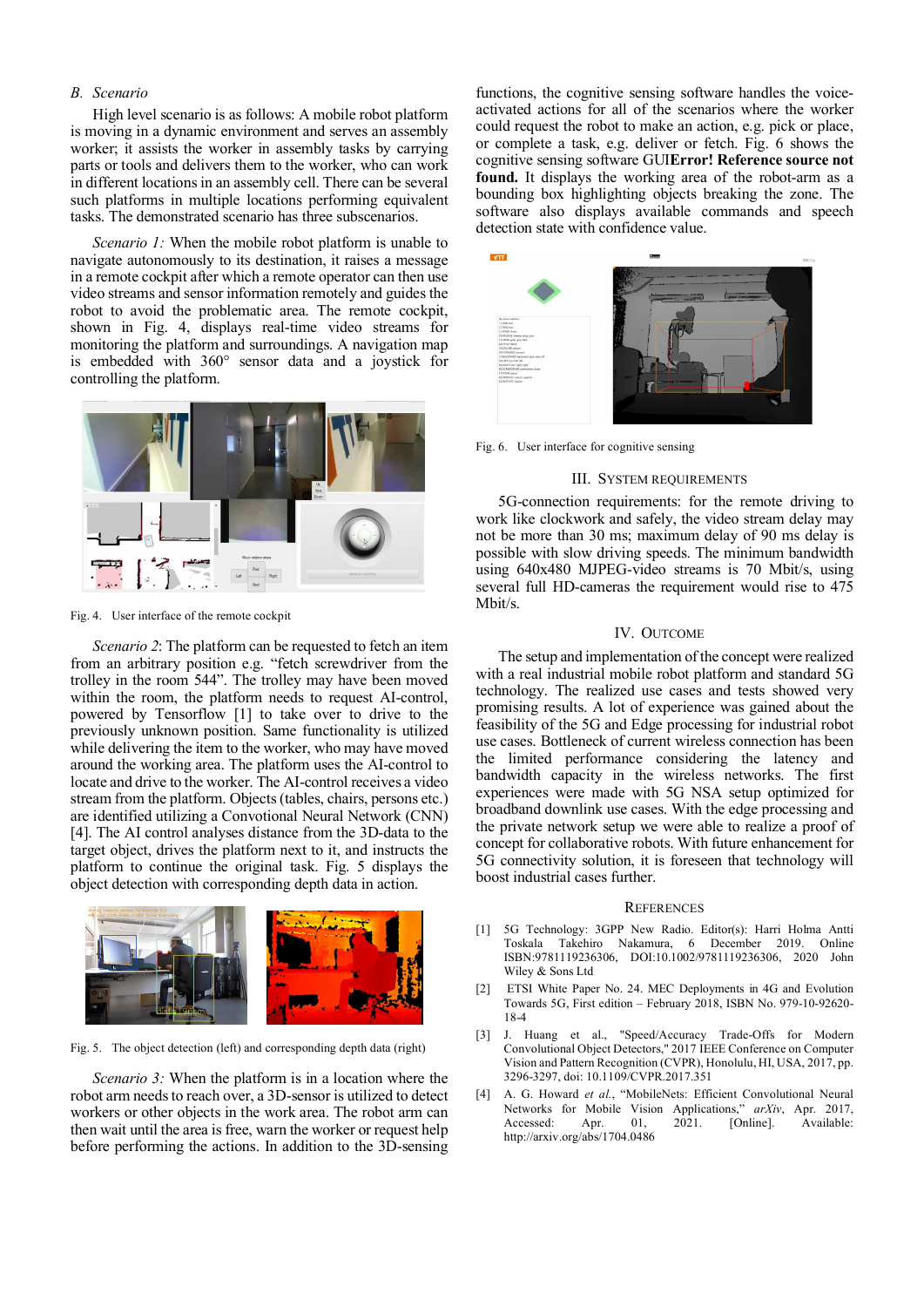### B. Scenario

High level scenario is as follows: A mobile robot platform is moving in a dynamic environment and serves an assembly worker; it assists the worker in assembly tasks by carrying parts or tools and delivers them to the worker, who can work in different locations in an assembly cell. There can be several such platforms in multiple locations performing equivalent tasks. The demonstrated scenario has three subscenarios.

*Scenario 1:* When the mobile robot platform is unable to navigate autonomously to its destination, it raises a message in a remote cockpit after which a remote operator can then use video streams and sensor information remotely and guides the robot to avoid the problematic area. The remote cockpit, shown in Fig. 4, displays real-time video streams for monitoring the platform and surroundings. A navigation map is embedded with 360° sensor data and a joystick for controlling the platform.

Fig. 4. User interface of the remote cockpit

*Scenario 2*: The platform can be requested to fetch an item from an arbitrary position e.g. "fetch screwdriver from the trolley in the room 544". The trolley may have been moved within the room, the platform needs to request AI-control, powered by Tensorflow [1] to take over to drive to the previously unknown position. Same functionality is utilized while delivering the item to the worker, who may have moved around the working area. The platform uses the AI-control to locate and drive to the worker. The AI-control receives a video stream from the platform. Objects (tables, chairs, persons etc.) are identified utilizing a Convotional Neural Network (CNN) [4]. The AI control analyses distance from the 3D-data to the target object, drives the platform next to it, and instructs the platform to continue the original task. Fig. 5 displays the object detection with corresponding depth data in action.

Fig. 5. The object detection (left) and corresponding depth data (right)

*Scenario 3:* When the platform is in a location where the robot arm needs to reach over, a 3D-sensor is utilized to detect workers or other objects in the work area. The robot arm can then wait until the area is free, warn the worker or request help before performing the actions. In addition to the 3D-sensing functions, the cognitive sensing software handles the voice-activated actions for all of the scenarios where the worker could request the robot to make an action, e.g. pick or place, or complete a task, e.g. deliver or fetch. Fig. 6 shows the cognitive sensing software GUI**Error! Reference source not found.** It displays the working area of the robot-arm as a bounding box highlighting objects breaking the zone. The software also displays available commands and speech detection state with confidence value.

Fig. 6. User interface for cognitive sensing

## III. System Requirements

5G-connection requirements: for the remote driving to work like clockwork and safely, the video stream delay may not be more than 30 ms; maximum delay of 90 ms delay is possible with slow driving speeds. The minimum bandwidth using 640x480 MJPEG-video streams is 70 Mbit/s, using several full HD-cameras the requirement would rise to 475 Mbit/s.

## IV. Outcome

The setup and implementation of the concept were realized with a real industrial mobile robot platform and standard 5G technology. The realized use cases and tests showed very promising results. A lot of experience was gained about the feasibility of the 5G and Edge processing for industrial robot use cases. Bottleneck of current wireless connection has been the limited performance considering the latency and bandwidth capacity in the wireless networks. The first experiences were made with 5G NSA setup optimized for broadband downlink use cases. With the edge processing and the private network setup we were able to realize a proof of concept for collaborative robots. With future enhancement for 5G connectivity solution, it is foreseen that technology will boost industrial cases further.

## References

[1] 5G Technology: 3GPP New Radio. Editor(s): Harri Holma Antti Toskala Takehiro Nakamura, 6 December 2019. Online ISBN:9781119236306, DOI:10.1002/9781119236306, 2020 John Wiley & Sons Ltd

[2] ETSI White Paper No. 24. MEC Deployments in 4G and Evolution Towards 5G, First edition – February 2018, ISBN No. 979-10-92620-18-4

[3] J. Huang et al., "Speed/Accuracy Trade-Offs for Modern Convolutional Object Detectors," 2017 IEEE Conference on Computer Vision and Pattern Recognition (CVPR), Honolulu, HI, USA, 2017, pp. 3296-3297, doi: 10.1109/CVPR.2017.351

[4] A. G. Howard *et al.*, "MobileNets: Efficient Convolutional Neural Networks for Mobile Vision Applications," *arXiv*, Apr. 2017, Accessed: Apr. 01, 2021. [Online]. Available: http://arxiv.org/abs/1704.0486